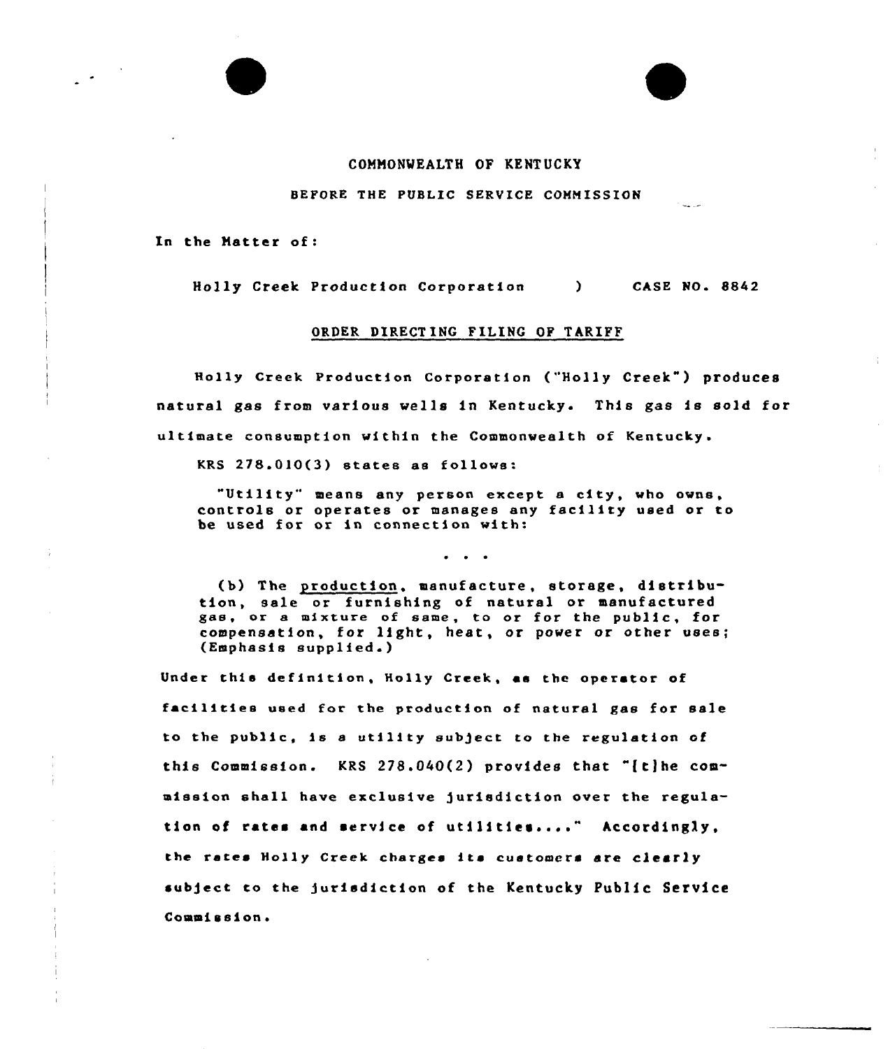COMMONWEALTH OF KENTUCKY

BEFORE THE PUBLIC SERVICE COMMISSION

In the Matter of:

Holly Creek Production Corporation ) CASE NO. 8842

## ORDER DIRECTING FILING OF TARIFF

Holly Creek Production Corporation ("Holly Creek") produces natural gas from various wells in Kentucky. This gas is sold for ultimate consumption within the Commonwealth of Kentucky.

KRS 278.010(3) states as follows:

> "Utility" means any person except a city, who owns, controls or operates or manages any facility used or to be used for or in connection with:
>
> . . .
>
> (b) The <u>production</u>, manufacture, storage, distribution, sale or furnishing of natural or manufactured gas, or a mixture of same, to or for the public, for compensation, for light, heat, or power or other uses; (Emphasis supplied.)

Under this definition, Holly Creek, as the operator of facilities used for the production of natural gas for sale to the public, is a utility subject to the regulation of this Commission. KRS 278.040(2) provides that "[t]he commission shall have exclusive jurisdiction over the regulation of rates and service of utilities...." Accordingly, the rates Holly Creek charges its customers are clearly subject to the jurisdiction of the Kentucky Public Service Commission.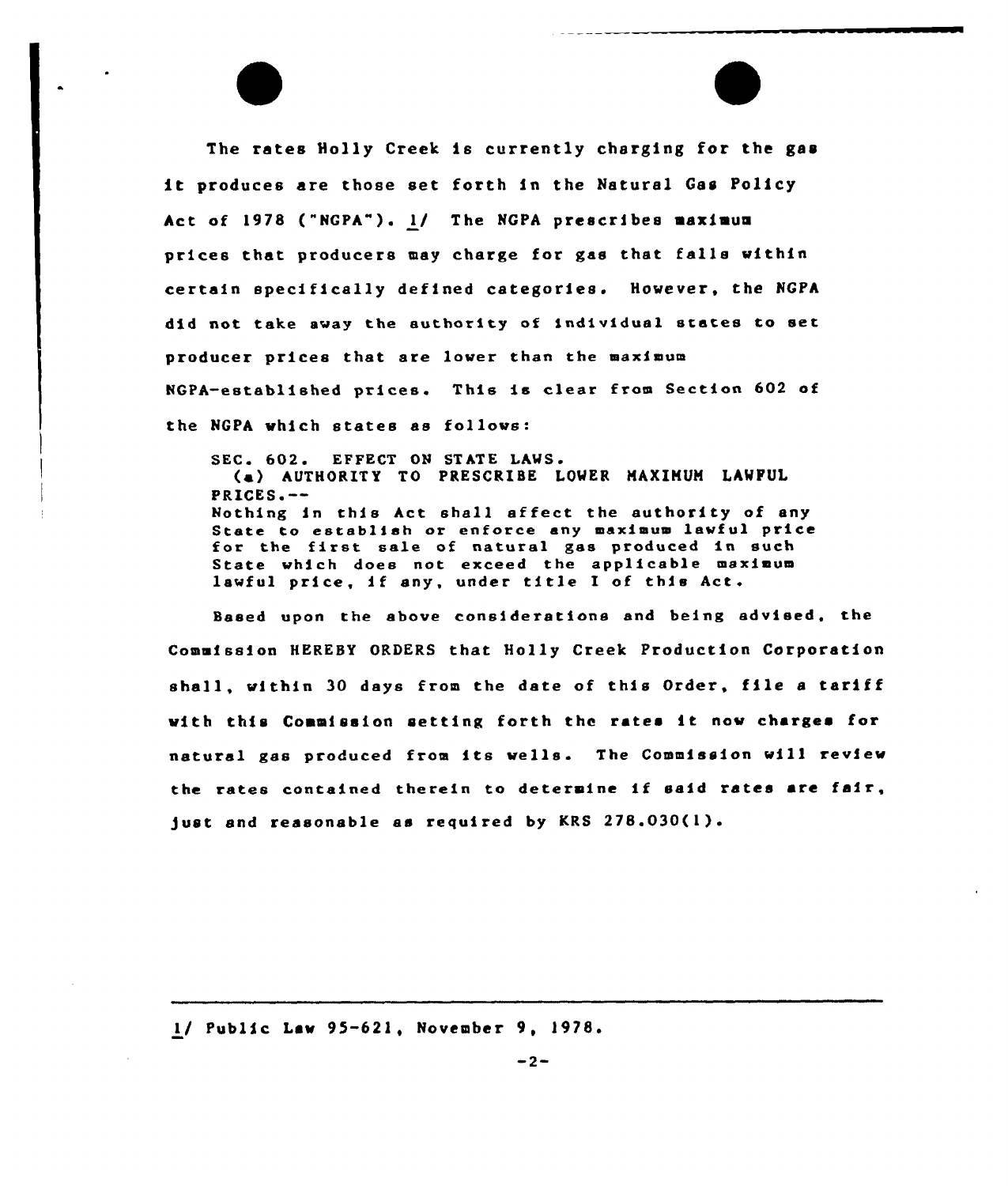The rates Holly Creek is currently charging for the gas it produces are those set forth in the Natural Gas Policy Act of 1978 ("NGPA"). 1/ The NGPA prescribes maximum prices that producers may charge for gas that falls within certain specifically defined categories. However, the NGPA did not take away the authority of individual states to set producer prices that are lower than the maximum NGPA-established prices. This is clear from Section 602 of the NGPA which states as follows:

> SEC. 602. EFFECT ON STATE LAWS.
> (a) AUTHORITY TO PRESCRIBE LOWER MAXIMUM LAWFUL PRICES.--
> Nothing in this Act shall affect the authority of any State to establish or enforce any maximum lawful price for the first sale of natural gas produced in such State which does not exceed the applicable maximum lawful price, if any, under title I of this Act.

Based upon the above considerations and being advised, the Commission HEREBY ORDERS that Holly Creek Production Corporation shall, within 30 days from the date of this Order, file a tariff with this Commission setting forth the rates it now charges for natural gas produced from its wells. The Commission will review the rates contained therein to determine if said rates are fair, just and reasonable as required by KRS 278.030(1).

---

1/ Public Law 95-621, November 9, 1978.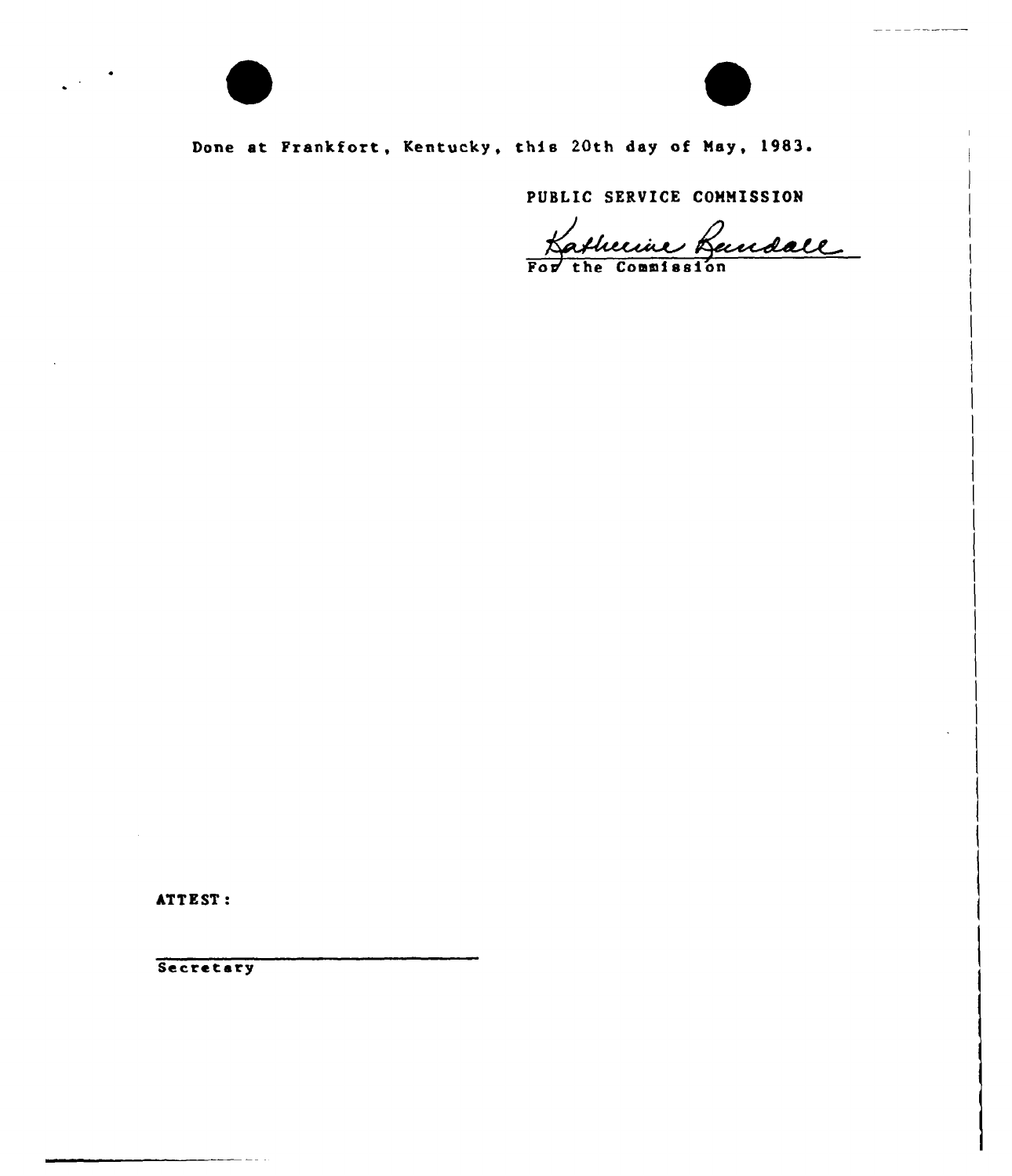Done at Frankfort, Kentucky, this 20th day of May, 1983.

PUBLIC SERVICE COMMISSION

Katherine Randall

For the Commission

ATTEST:

Secretary